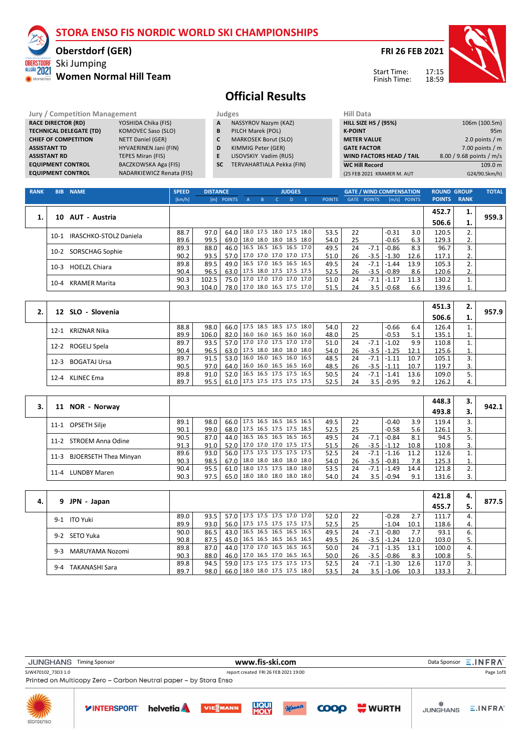# STORA ENSO FIS NORDIC WORLD SKI CHAMPIONSHIPS

## Oberstdorf (GER)

Ski Jumping

## Women Normal Hill Team

**FRI 26 FEB 2021**

Start Time: 17:15
Finish Time: 18:59

# Official Results

| Jury / Competition Management | |
|---|---|
| RACE DIRECTOR (RD) | YOSHIDA Chika (FIS) |
| TECHNICAL DELEGATE (TD) | KOMOVEC Saso (SLO) |
| CHIEF OF COMPETITION | NETT Daniel (GER) |
| ASSISTANT TD | HYVAERINEN Jani (FIN) |
| ASSISTANT RD | TEPES Miran (FIS) |
| EQUIPMENT CONTROL | BACZKOWSKA Aga (FIS) |
| EQUIPMENT CONTROL | NADARKIEWICZ Renata (FIS) |

| Judges | |
|---|---|
| A | NASSYROV Nazym (KAZ) |
| B | PILCH Marek (POL) |
| C | MARKOSEK Borut (SLO) |
| D | KIMMIG Peter (GER) |
| E | LISOVSKIY Vadim (RUS) |
| SC | TERVAHARTIALA Pekka (FIN) |

| Hill Data | |
|---|---|
| HILL SIZE HS / (95%) | 106m (100.5m) |
| K-POINT | 95m |
| METER VALUE | 2.0 points / m |
| GATE FACTOR | 7.00 points / m |
| WIND FACTORS HEAD / TAIL | 8.00 / 9.68 points / m/s |
| WC Hill Record | 109.0 m |
| (25 FEB 2021 KRAMER M. AUT | G24/90.5km/h) |

| RANK | BIB | NAME | SPEED [km/h] | DISTANCE [m] | DISTANCE POINTS | A | B | C | D | E | JUDGES POINTS | GATE | GATE POINTS | WIND [m/s] | WIND POINTS | ROUND POINTS | GROUP RANK | TOTAL |
|---|---|---|---|---|---|---|---|---|---|---|---|---|---|---|---|---|---|---|
| 1. | 10 | AUT - Austria | | | | | | | | | | | | | | 452.7 | 1. | 959.3 |
| | | | | | | | | | | | | | | | | 506.6 | 1. | |
| | 10-1 | IRASCHKO-STOLZ Daniela | 88.7 | 97.0 | 64.0 | 18.0 | 17.5 | 18.0 | 17.5 | 18.0 | 53.5 | 22 | | -0.31 | 3.0 | 120.5 | 2. | |
| | | | 89.6 | 99.5 | 69.0 | 18.0 | 18.0 | 18.0 | 18.5 | 18.0 | 54.0 | 25 | | -0.65 | 6.3 | 129.3 | 2. | |
| | 10-2 | SORSCHAG Sophie | 89.3 | 88.0 | 46.0 | 16.5 | 16.5 | 16.5 | 16.5 | 17.0 | 49.5 | 24 | -7.1 | -0.86 | 8.3 | 96.7 | 3. | |
| | | | 90.2 | 93.5 | 57.0 | 17.0 | 17.0 | 17.0 | 17.0 | 17.5 | 51.0 | 26 | -3.5 | -1.30 | 12.6 | 117.1 | 2. | |
| | 10-3 | HOELZL Chiara | 89.8 | 89.5 | 49.0 | 16.5 | 17.0 | 16.5 | 16.5 | 16.5 | 49.5 | 24 | -7.1 | -1.44 | 13.9 | 105.3 | 2. | |
| | | | 90.4 | 96.5 | 63.0 | 17.5 | 18.0 | 17.5 | 17.5 | 17.5 | 52.5 | 26 | -3.5 | -0.89 | 8.6 | 120.6 | 2. | |
| | 10-4 | KRAMER Marita | 90.3 | 102.5 | 75.0 | 17.0 | 17.0 | 17.0 | 17.0 | 17.0 | 51.0 | 24 | -7.1 | -1.17 | 11.3 | 130.2 | 1. | |
| | | | 90.3 | 104.0 | 78.0 | 17.0 | 18.0 | 16.5 | 17.5 | 17.0 | 51.5 | 24 | 3.5 | -0.68 | 6.6 | 139.6 | 1. | |
| 2. | 12 | SLO - Slovenia | | | | | | | | | | | | | | 451.3 | 2. | 957.9 |
| | | | | | | | | | | | | | | | | 506.6 | 1. | |
| | 12-1 | KRIZNAR Nika | 88.8 | 98.0 | 66.0 | 17.5 | 18.5 | 18.5 | 17.5 | 18.0 | 54.0 | 22 | | -0.66 | 6.4 | 126.4 | 1. | |
| | | | 89.9 | 106.0 | 82.0 | 16.0 | 16.0 | 16.5 | 16.0 | 16.0 | 48.0 | 25 | | -0.53 | 5.1 | 135.1 | 1. | |
| | 12-2 | ROGELJ Spela | 89.7 | 93.5 | 57.0 | 17.0 | 17.0 | 17.5 | 17.0 | 17.0 | 51.0 | 24 | -7.1 | -1.02 | 9.9 | 110.8 | 1. | |
| | | | 90.4 | 96.5 | 63.0 | 17.5 | 18.0 | 18.0 | 18.0 | 18.0 | 54.0 | 26 | -3.5 | -1.25 | 12.1 | 125.6 | 1. | |
| | 12-3 | BOGATAJ Ursa | 89.7 | 91.5 | 53.0 | 16.0 | 16.0 | 16.5 | 16.0 | 16.5 | 48.5 | 24 | -7.1 | -1.11 | 10.7 | 105.1 | 3. | |
| | | | 90.5 | 97.0 | 64.0 | 16.0 | 16.0 | 16.5 | 16.5 | 16.0 | 48.5 | 26 | -3.5 | -1.11 | 10.7 | 119.7 | 3. | |
| | 12-4 | KLINEC Ema | 89.8 | 91.0 | 52.0 | 16.5 | 16.5 | 17.5 | 17.5 | 16.5 | 50.5 | 24 | -7.1 | -1.41 | 13.6 | 109.0 | 5. | |
| | | | 89.7 | 95.5 | 61.0 | 17.5 | 17.5 | 17.5 | 17.5 | 17.5 | 52.5 | 24 | 3.5 | -0.95 | 9.2 | 126.2 | 4. | |
| 3. | 11 | NOR - Norway | | | | | | | | | | | | | | 448.3 | 3. | 942.1 |
| | | | | | | | | | | | | | | | | 493.8 | 3. | |
| | 11-1 | OPSETH Silje | 89.1 | 98.0 | 66.0 | 17.5 | 16.5 | 16.5 | 16.5 | 16.5 | 49.5 | 22 | | -0.40 | 3.9 | 119.4 | 3. | |
| | | | 90.1 | 99.0 | 68.0 | 17.5 | 16.5 | 17.5 | 17.5 | 18.5 | 52.5 | 25 | | -0.58 | 5.6 | 126.1 | 3. | |
| | 11-2 | STROEM Anna Odine | 90.5 | 87.0 | 44.0 | 16.5 | 16.5 | 16.5 | 16.5 | 16.5 | 49.5 | 24 | -7.1 | -0.84 | 8.1 | 94.5 | 5. | |
| | | | 91.3 | 91.0 | 52.0 | 17.0 | 17.0 | 17.0 | 17.5 | 17.5 | 51.5 | 26 | -3.5 | -1.12 | 10.8 | 110.8 | 3. | |
| | 11-3 | BJOERSETH Thea Minyan | 89.6 | 93.0 | 56.0 | 17.5 | 17.5 | 17.5 | 17.5 | 17.5 | 52.5 | 24 | -7.1 | -1.16 | 11.2 | 112.6 | 1. | |
| | | | 90.3 | 98.5 | 67.0 | 18.0 | 18.0 | 18.0 | 18.0 | 18.0 | 54.0 | 26 | -3.5 | -0.81 | 7.8 | 125.3 | 1. | |
| | 11-4 | LUNDBY Maren | 90.4 | 95.5 | 61.0 | 18.0 | 17.5 | 17.5 | 18.0 | 18.0 | 53.5 | 24 | -7.1 | -1.49 | 14.4 | 121.8 | 2. | |
| | | | 90.3 | 97.5 | 65.0 | 18.0 | 18.0 | 18.0 | 18.0 | 18.0 | 54.0 | 24 | 3.5 | -0.94 | 9.1 | 131.6 | 3. | |
| 4. | 9 | JPN - Japan | | | | | | | | | | | | | | 421.8 | 4. | 877.5 |
| | | | | | | | | | | | | | | | | 455.7 | 5. | |
| | 9-1 | ITO Yuki | 89.0 | 93.5 | 57.0 | 17.5 | 17.5 | 17.5 | 17.0 | 17.0 | 52.0 | 22 | | -0.28 | 2.7 | 111.7 | 4. | |
| | | | 89.9 | 93.0 | 56.0 | 17.5 | 17.5 | 17.5 | 17.5 | 17.5 | 52.5 | 25 | | -1.04 | 10.1 | 118.6 | 4. | |
| | 9-2 | SETO Yuka | 90.0 | 86.5 | 43.0 | 16.5 | 16.5 | 16.5 | 16.5 | 16.5 | 49.5 | 24 | -7.1 | -0.80 | 7.7 | 93.1 | 6. | |
| | | | 90.8 | 87.5 | 45.0 | 16.5 | 16.5 | 16.5 | 16.5 | 16.5 | 49.5 | 26 | -3.5 | -1.24 | 12.0 | 103.0 | 5. | |
| | 9-3 | MARUYAMA Nozomi | 89.8 | 87.0 | 44.0 | 17.0 | 17.0 | 16.5 | 16.5 | 16.5 | 50.0 | 24 | -7.1 | -1.35 | 13.1 | 100.0 | 4. | |
| | | | 90.3 | 88.0 | 46.0 | 17.0 | 16.5 | 17.0 | 16.5 | 16.5 | 50.0 | 26 | -3.5 | -0.86 | 8.3 | 100.8 | 5. | |
| | 9-4 | TAKANASHI Sara | 89.8 | 94.5 | 59.0 | 17.5 | 17.5 | 17.5 | 17.5 | 17.5 | 52.5 | 24 | -7.1 | -1.30 | 12.6 | 117.0 | 3. | |
| | | | 89.7 | 98.0 | 66.0 | 18.0 | 18.0 | 17.5 | 17.5 | 18.0 | 53.5 | 24 | 3.5 | -1.06 | 10.3 | 133.3 | 2. | |

JUNGHANS Timing Sponsor www.fis-ski.com Data Sponsor INFRA

SJW470102_73D3 1.0 report created FRI 26 FEB 2021 19:00

Printed on Multicopy Zero – Carbon Neutral paper – by Stora Enso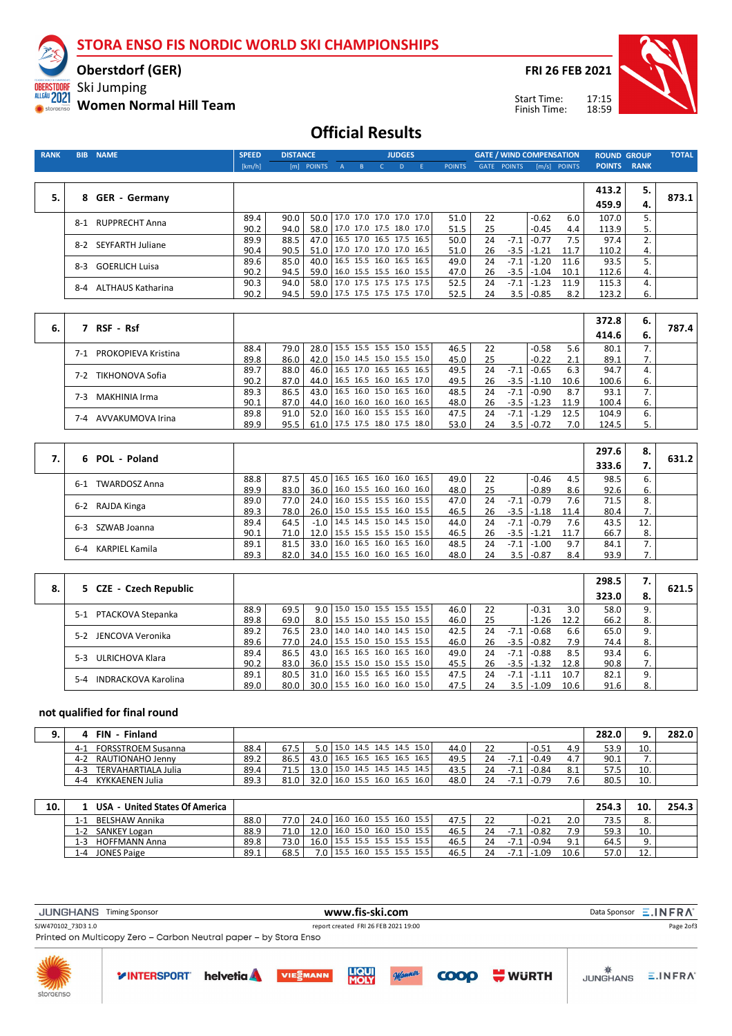# STORA ENSO FIS NORDIC WORLD SKI CHAMPIONSHIPS

**Oberstdorf (GER)**

Ski Jumping

**Women Normal Hill Team**

**FRI 26 FEB 2021**

Start Time: 17:15
Finish Time: 18:59

## Official Results

| RANK | BIB | NAME | SPEED [km/h] | DISTANCE [m] | DISTANCE POINTS | JUDGES A | B | C | D | E | JUDGES POINTS | GATE | GATE POINTS | WIND [m/s] | WIND POINTS | ROUND POINTS | GROUP RANK | TOTAL |
|---|---|---|---|---|---|---|---|---|---|---|---|---|---|---|---|---|---|---|
| 5. | 8 | GER - Germany | | | | | | | | | | | | | | 413.2 / 459.9 | 5. / 4. | 873.1 |
| | 8-1 | RUPPRECHT Anna | 89.4 | 90.0 | 50.0 | 17.0 | 17.0 | 17.0 | 17.0 | 17.0 | 51.0 | 22 | | -0.62 | 6.0 | 107.0 | 5. | |
| | | | 90.2 | 94.0 | 58.0 | 17.0 | 17.0 | 17.5 | 18.0 | 17.0 | 51.5 | 25 | | -0.45 | 4.4 | 113.9 | 5. | |
| | 8-2 | SEYFARTH Juliane | 89.9 | 88.5 | 47.0 | 16.5 | 17.0 | 16.5 | 17.5 | 16.5 | 50.0 | 24 | -7.1 | -0.77 | 7.5 | 97.4 | 2. | |
| | | | 90.4 | 90.5 | 51.0 | 17.0 | 17.0 | 17.0 | 17.0 | 16.5 | 51.0 | 26 | -3.5 | -1.21 | 11.7 | 110.2 | 4. | |
| | 8-3 | GOERLICH Luisa | 89.6 | 85.0 | 40.0 | 16.5 | 15.5 | 16.0 | 16.5 | 16.5 | 49.0 | 24 | -7.1 | -1.20 | 11.6 | 93.5 | 5. | |
| | | | 90.2 | 94.5 | 59.0 | 16.0 | 15.5 | 15.5 | 16.0 | 15.5 | 47.0 | 26 | -3.5 | -1.04 | 10.1 | 112.6 | 4. | |
| | 8-4 | ALTHAUS Katharina | 90.3 | 94.0 | 58.0 | 17.0 | 17.5 | 17.5 | 17.5 | 17.5 | 52.5 | 24 | -7.1 | -1.23 | 11.9 | 115.3 | 4. | |
| | | | 90.2 | 94.5 | 59.0 | 17.5 | 17.5 | 17.5 | 17.5 | 17.0 | 52.5 | 24 | 3.5 | -0.85 | 8.2 | 123.2 | 6. | |
| 6. | 7 | RSF - Rsf | | | | | | | | | | | | | | 372.8 / 414.6 | 6. / 6. | 787.4 |
| | 7-1 | PROKOPIEVA Kristina | 88.4 | 79.0 | 28.0 | 15.5 | 15.5 | 15.5 | 15.0 | 15.5 | 46.5 | 22 | | -0.58 | 5.6 | 80.1 | 7. | |
| | | | 89.8 | 86.0 | 42.0 | 15.0 | 14.5 | 15.0 | 15.5 | 15.0 | 45.0 | 25 | | -0.22 | 2.1 | 89.1 | 7. | |
| | 7-2 | TIKHONOVA Sofia | 89.7 | 88.0 | 46.0 | 16.5 | 17.0 | 16.5 | 16.5 | 16.5 | 49.5 | 24 | -7.1 | -0.65 | 6.3 | 94.7 | 4. | |
| | | | 90.2 | 87.0 | 44.0 | 16.5 | 16.5 | 16.0 | 16.5 | 17.0 | 49.5 | 26 | -3.5 | -1.10 | 10.6 | 100.6 | 6. | |
| | 7-3 | MAKHINIA Irma | 89.3 | 86.5 | 43.0 | 16.5 | 16.0 | 15.0 | 16.5 | 16.0 | 48.5 | 24 | -7.1 | -0.90 | 8.7 | 93.1 | 7. | |
| | | | 90.1 | 87.0 | 44.0 | 16.0 | 16.0 | 16.0 | 16.0 | 16.5 | 48.0 | 26 | -3.5 | -1.23 | 11.9 | 100.4 | 6. | |
| | 7-4 | AVVAKUMOVA Irina | 89.8 | 91.0 | 52.0 | 16.0 | 16.0 | 15.5 | 15.5 | 16.0 | 47.5 | 24 | -7.1 | -1.29 | 12.5 | 104.9 | 6. | |
| | | | 89.9 | 95.5 | 61.0 | 17.5 | 17.5 | 18.0 | 17.5 | 18.0 | 53.0 | 24 | 3.5 | -0.72 | 7.0 | 124.5 | 5. | |
| 7. | 6 | POL - Poland | | | | | | | | | | | | | | 297.6 / 333.6 | 8. / 7. | 631.2 |
| | 6-1 | TWARDOSZ Anna | 88.8 | 87.5 | 45.0 | 16.5 | 16.5 | 16.0 | 16.0 | 16.5 | 49.0 | 22 | | -0.46 | 4.5 | 98.5 | 6. | |
| | | | 89.9 | 83.0 | 36.0 | 16.0 | 15.5 | 16.0 | 16.0 | 16.0 | 48.0 | 25 | | -0.89 | 8.6 | 92.6 | 6. | |
| | 6-2 | RAJDA Kinga | 89.0 | 77.0 | 24.0 | 16.0 | 15.5 | 15.5 | 16.0 | 15.5 | 47.0 | 24 | -7.1 | -0.79 | 7.6 | 71.5 | 8. | |
| | | | 89.3 | 78.0 | 26.0 | 15.0 | 15.5 | 15.5 | 16.0 | 15.5 | 46.5 | 26 | -3.5 | -1.18 | 11.4 | 80.4 | 7. | |
| | 6-3 | SZWAB Joanna | 89.4 | 64.5 | -1.0 | 14.5 | 14.5 | 15.0 | 14.5 | 15.0 | 44.0 | 24 | -7.1 | -0.79 | 7.6 | 43.5 | 12. | |
| | | | 90.1 | 71.0 | 12.0 | 15.5 | 15.5 | 15.5 | 15.0 | 15.5 | 46.5 | 26 | -3.5 | -1.21 | 11.7 | 66.7 | 8. | |
| | 6-4 | KARPIEL Kamila | 89.1 | 81.5 | 33.0 | 16.0 | 16.5 | 16.0 | 16.5 | 16.0 | 48.5 | 24 | -7.1 | -1.00 | 9.7 | 84.1 | 7. | |
| | | | 89.3 | 82.0 | 34.0 | 15.5 | 16.0 | 16.0 | 16.5 | 16.0 | 48.0 | 24 | 3.5 | -0.87 | 8.4 | 93.9 | 7. | |
| 8. | 5 | CZE - Czech Republic | | | | | | | | | | | | | | 298.5 / 323.0 | 7. / 8. | 621.5 |
| | 5-1 | PTACKOVA Stepanka | 88.9 | 69.5 | 9.0 | 15.0 | 15.0 | 15.5 | 15.5 | 15.5 | 46.0 | 22 | | -0.31 | 3.0 | 58.0 | 9. | |
| | | | 89.8 | 69.0 | 8.0 | 15.5 | 15.0 | 15.5 | 15.0 | 15.5 | 46.0 | 25 | | -1.26 | 12.2 | 66.2 | 8. | |
| | 5-2 | JENCOVA Veronika | 89.2 | 76.5 | 23.0 | 14.0 | 14.0 | 14.0 | 14.5 | 15.0 | 42.5 | 24 | -7.1 | -0.68 | 6.6 | 65.0 | 9. | |
| | | | 89.6 | 77.0 | 24.0 | 15.5 | 15.0 | 15.0 | 15.5 | 15.5 | 46.0 | 26 | -3.5 | -0.82 | 7.9 | 74.4 | 8. | |
| | 5-3 | ULRICHOVA Klara | 89.4 | 86.5 | 43.0 | 16.5 | 16.5 | 16.0 | 16.5 | 16.0 | 49.0 | 24 | -7.1 | -0.88 | 8.5 | 93.4 | 6. | |
| | | | 90.2 | 83.0 | 36.0 | 15.5 | 15.0 | 15.0 | 15.5 | 15.0 | 45.5 | 26 | -3.5 | -1.32 | 12.8 | 90.8 | 7. | |
| | 5-4 | INDRACKOVA Karolina | 89.1 | 80.5 | 31.0 | 16.0 | 15.5 | 16.5 | 16.0 | 15.5 | 47.5 | 24 | -7.1 | -1.11 | 10.7 | 82.1 | 9. | |
| | | | 89.0 | 80.0 | 30.0 | 15.5 | 16.0 | 16.0 | 16.0 | 15.0 | 47.5 | 24 | 3.5 | -1.09 | 10.6 | 91.6 | 8. | |

### not qualified for final round

| RANK | BIB | NAME | SPEED [km/h] | DISTANCE [m] | DISTANCE POINTS | JUDGES A | B | C | D | E | JUDGES POINTS | GATE | GATE POINTS | WIND [m/s] | WIND POINTS | ROUND POINTS | GROUP RANK | TOTAL |
|---|---|---|---|---|---|---|---|---|---|---|---|---|---|---|---|---|---|---|
| 9. | 4 | FIN - Finland | | | | | | | | | | | | | | 282.0 | 9. | 282.0 |
| | 4-1 | FORSSTROEM Susanna | 88.4 | 67.5 | 5.0 | 15.0 | 14.5 | 14.5 | 14.5 | 15.0 | 44.0 | 22 | | -0.51 | 4.9 | 53.9 | 10. | |
| | 4-2 | RAUTIONAHO Jenny | 89.2 | 86.5 | 43.0 | 16.5 | 16.5 | 16.5 | 16.5 | 16.5 | 49.5 | 24 | -7.1 | -0.49 | 4.7 | 90.1 | 7. | |
| | 4-3 | TERVAHARTIALA Julia | 89.4 | 71.5 | 13.0 | 15.0 | 14.5 | 14.5 | 14.5 | 14.5 | 43.5 | 24 | -7.1 | -0.84 | 8.1 | 57.5 | 10. | |
| | 4-4 | KYKKAENEN Julia | 89.3 | 81.0 | 32.0 | 16.0 | 15.5 | 16.0 | 16.5 | 16.0 | 48.0 | 24 | -7.1 | -0.79 | 7.6 | 80.5 | 10. | |
| 10. | 1 | USA - United States Of America | | | | | | | | | | | | | | 254.3 | 10. | 254.3 |
| | 1-1 | BELSHAW Annika | 88.0 | 77.0 | 24.0 | 16.0 | 16.0 | 15.5 | 16.0 | 15.5 | 47.5 | 22 | | -0.21 | 2.0 | 73.5 | 8. | |
| | 1-2 | SANKEY Logan | 88.9 | 71.0 | 12.0 | 16.0 | 15.0 | 16.0 | 15.0 | 15.5 | 46.5 | 24 | -7.1 | -0.82 | 7.9 | 59.3 | 10. | |
| | 1-3 | HOFFMANN Anna | 89.8 | 73.0 | 16.0 | 15.5 | 15.5 | 15.5 | 15.5 | 15.5 | 46.5 | 24 | -7.1 | -0.94 | 9.1 | 64.5 | 9. | |
| | 1-4 | JONES Paige | 89.1 | 68.5 | 7.0 | 15.5 | 16.0 | 15.5 | 15.5 | 15.5 | 46.5 | 24 | -7.1 | -1.09 | 10.6 | 57.0 | 12. | |

JUNGHANS Timing Sponsor — www.fis-ski.com — Data Sponsor E.INFRA

SJW470102_73D3 1.0 — report created FRI 26 FEB 2021 19:00

Printed on Multicopy Zero – Carbon Neutral paper – by Stora Enso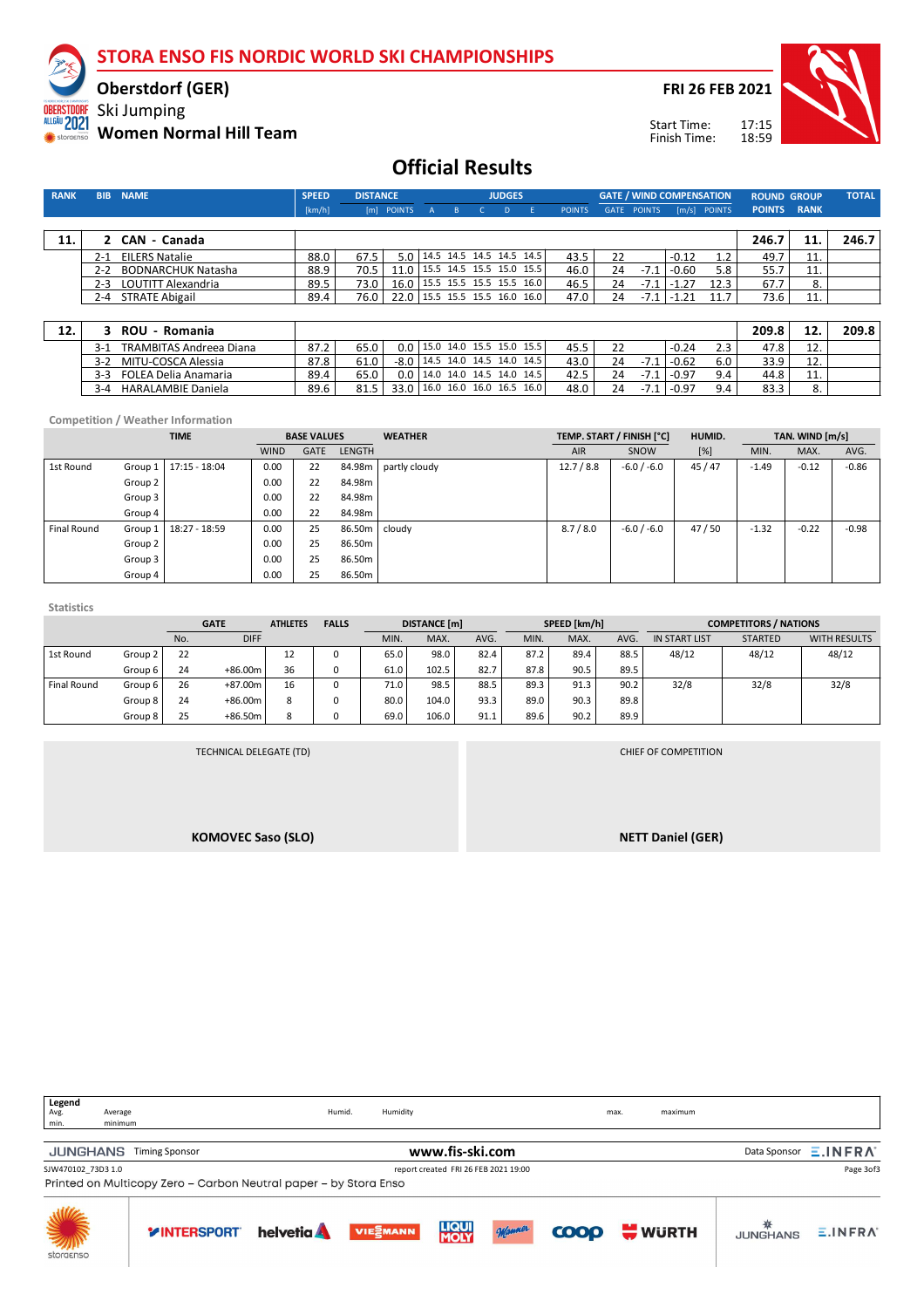# STORA ENSO FIS NORDIC WORLD SKI CHAMPIONSHIPS

## Oberstdorf (GER)

Ski Jumping

**Women Normal Hill Team**

**FRI 26 FEB 2021**

Start Time: 17:15
Finish Time: 18:59

# Official Results

| RANK | BIB | NAME | SPEED [km/h] | DISTANCE [m] | DISTANCE POINTS | JUDGES A | B | C | D | E | JUDGES POINTS | GATE | GATE POINTS | WIND [m/s] | WIND POINTS | ROUND POINTS | GROUP RANK | TOTAL |
|---|---|---|---|---|---|---|---|---|---|---|---|---|---|---|---|---|---|---|
| **11.** | **2** | **CAN - Canada** | | | | | | | | | | | | | | **246.7** | **11.** | **246.7** |
| | 2-1 | EILERS Natalie | 88.0 | 67.5 | 5.0 | 14.5 | 14.5 | 14.5 | 14.5 | 14.5 | 43.5 | 22 | | -0.12 | 1.2 | 49.7 | 11. | |
| | 2-2 | BODNARCHUK Natasha | 88.9 | 70.5 | 11.0 | 15.5 | 14.5 | 15.5 | 15.0 | 15.5 | 46.0 | 24 | -7.1 | -0.60 | 5.8 | 55.7 | 11. | |
| | 2-3 | LOUTITT Alexandria | 89.5 | 73.0 | 16.0 | 15.5 | 15.5 | 15.5 | 15.5 | 16.0 | 46.5 | 24 | -7.1 | -1.27 | 12.3 | 67.7 | 8. | |
| | 2-4 | STRATE Abigail | 89.4 | 76.0 | 22.0 | 15.5 | 15.5 | 15.5 | 16.0 | 16.0 | 47.0 | 24 | -7.1 | -1.21 | 11.7 | 73.6 | 11. | |
| **12.** | **3** | **ROU - Romania** | | | | | | | | | | | | | | **209.8** | **12.** | **209.8** |
| | 3-1 | TRAMBITAS Andreea Diana | 87.2 | 65.0 | 0.0 | 15.0 | 14.0 | 15.5 | 15.0 | 15.5 | 45.5 | 22 | | -0.24 | 2.3 | 47.8 | 12. | |
| | 3-2 | MITU-COSCA Alessia | 87.8 | 61.0 | -8.0 | 14.5 | 14.0 | 14.5 | 14.0 | 14.5 | 43.0 | 24 | -7.1 | -0.62 | 6.0 | 33.9 | 12. | |
| | 3-3 | FOLEA Delia Anamaria | 89.4 | 65.0 | 0.0 | 14.0 | 14.0 | 14.5 | 14.0 | 14.5 | 42.5 | 24 | -7.1 | -0.97 | 9.4 | 44.8 | 11. | |
| | 3-4 | HARALAMBIE Daniela | 89.6 | 81.5 | 33.0 | 16.0 | 16.0 | 16.0 | 16.5 | 16.0 | 48.0 | 24 | -7.1 | -0.97 | 9.4 | 83.3 | 8. | |

### Competition / Weather Information

| | | TIME | BASE VALUES WIND | GATE | LENGTH | WEATHER | TEMP. START / FINISH [°C] AIR | SNOW | HUMID. [%] | TAN. WIND [m/s] MIN. | MAX. | AVG. |
|---|---|---|---|---|---|---|---|---|---|---|---|---|
| 1st Round | Group 1 | 17:15 - 18:04 | 0.00 | 22 | 84.98m | partly cloudy | 12.7 / 8.8 | -6.0 / -6.0 | 45 / 47 | -1.49 | -0.12 | -0.86 |
| | Group 2 | | 0.00 | 22 | 84.98m | | | | | | | |
| | Group 3 | | 0.00 | 22 | 84.98m | | | | | | | |
| | Group 4 | | 0.00 | 22 | 84.98m | | | | | | | |
| Final Round | Group 1 | 18:27 - 18:59 | 0.00 | 25 | 86.50m | cloudy | 8.7 / 8.0 | -6.0 / -6.0 | 47 / 50 | -1.32 | -0.22 | -0.98 |
| | Group 2 | | 0.00 | 25 | 86.50m | | | | | | | |
| | Group 3 | | 0.00 | 25 | 86.50m | | | | | | | |
| | Group 4 | | 0.00 | 25 | 86.50m | | | | | | | |

### Statistics

| | | GATE No. | DIFF | ATHLETES | FALLS | DISTANCE [m] MIN. | MAX. | AVG. | SPEED [km/h] MIN. | MAX. | AVG. | IN START LIST | STARTED | WITH RESULTS |
|---|---|---|---|---|---|---|---|---|---|---|---|---|---|---|
| 1st Round | Group 2 | 22 | | 12 | 0 | 65.0 | 98.0 | 82.4 | 87.2 | 89.4 | 88.5 | 48/12 | 48/12 | 48/12 |
| | Group 6 | 24 | +86.00m | 36 | 0 | 61.0 | 102.5 | 82.7 | 87.8 | 90.5 | 89.5 | | | |
| Final Round | Group 6 | 26 | +87.00m | 16 | 0 | 71.0 | 98.5 | 88.5 | 89.3 | 91.3 | 90.2 | 32/8 | 32/8 | 32/8 |
| | Group 8 | 24 | +86.00m | 8 | 0 | 80.0 | 104.0 | 93.3 | 89.0 | 90.3 | 89.8 | | | |
| | Group 8 | 25 | +86.50m | 8 | 0 | 69.0 | 106.0 | 91.1 | 89.6 | 90.2 | 89.9 | | | |

TECHNICAL DELEGATE (TD): **KOMOVEC Saso (SLO)**

CHIEF OF COMPETITION: **NETT Daniel (GER)**

**Legend**
Avg. Average
min. minimum
Humid. Humidity
max. maximum

JUNGHANS Timing Sponsor — www.fis-ski.com — Data Sponsor INFRA

SJW470102_73D3 1.0 — report created FRI 26 FEB 2021 19:00

Printed on Multicopy Zero – Carbon Neutral paper – by Stora Enso